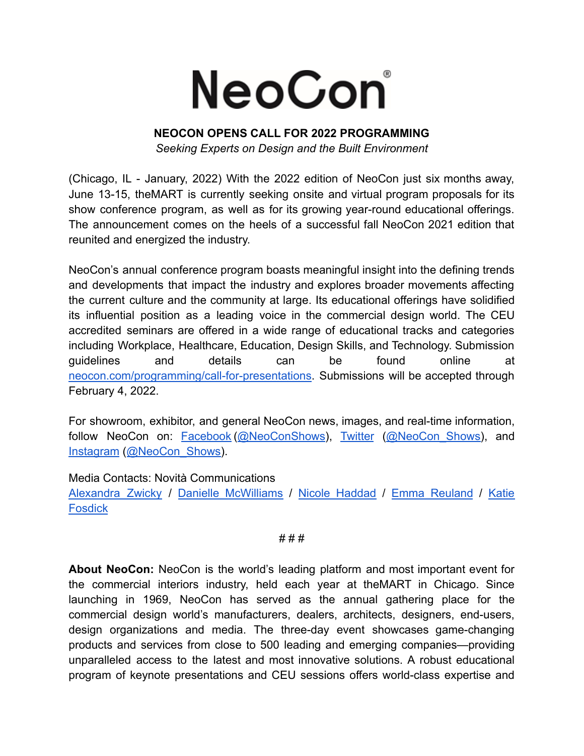# NeoCon®

**NEOCON OPENS CALL FOR 2022 PROGRAMMING**

*Seeking Experts on Design and the Built Environment*

(Chicago, IL - January, 2022) With the 2022 edition of NeoCon just six months away, June 13-15, theMART is currently seeking onsite and virtual program proposals for its show conference program, as well as for its growing year-round educational offerings. The announcement comes on the heels of a successful fall NeoCon 2021 edition that reunited and energized the industry.

NeoCon's annual conference program boasts meaningful insight into the defining trends and developments that impact the industry and explores broader movements affecting the current culture and the community at large. Its educational offerings have solidified its influential position as a leading voice in the commercial design world. The CEU accredited seminars are offered in a wide range of educational tracks and categories including Workplace, Healthcare, Education, Design Skills, and Technology. Submission guidelines and details can be found online at neocon.com/programming/call-for-presentations. Submissions will be accepted through February 4, 2022.

For showroom, exhibitor, and general NeoCon news, images, and real-time information, follow NeoCon on: Facebook (@NeoConShows), Twitter (@NeoCon_Shows), and Instagram (@NeoCon_Shows).

Media Contacts: Novità Communications
Alexandra Zwicky / Danielle McWilliams / Nicole Haddad / Emma Reuland / Katie Fosdick

###

**About NeoCon:** NeoCon is the world's leading platform and most important event for the commercial interiors industry, held each year at theMART in Chicago. Since launching in 1969, NeoCon has served as the annual gathering place for the commercial design world's manufacturers, dealers, architects, designers, end-users, design organizations and media. The three-day event showcases game-changing products and services from close to 500 leading and emerging companies—providing unparalleled access to the latest and most innovative solutions. A robust educational program of keynote presentations and CEU sessions offers world-class expertise and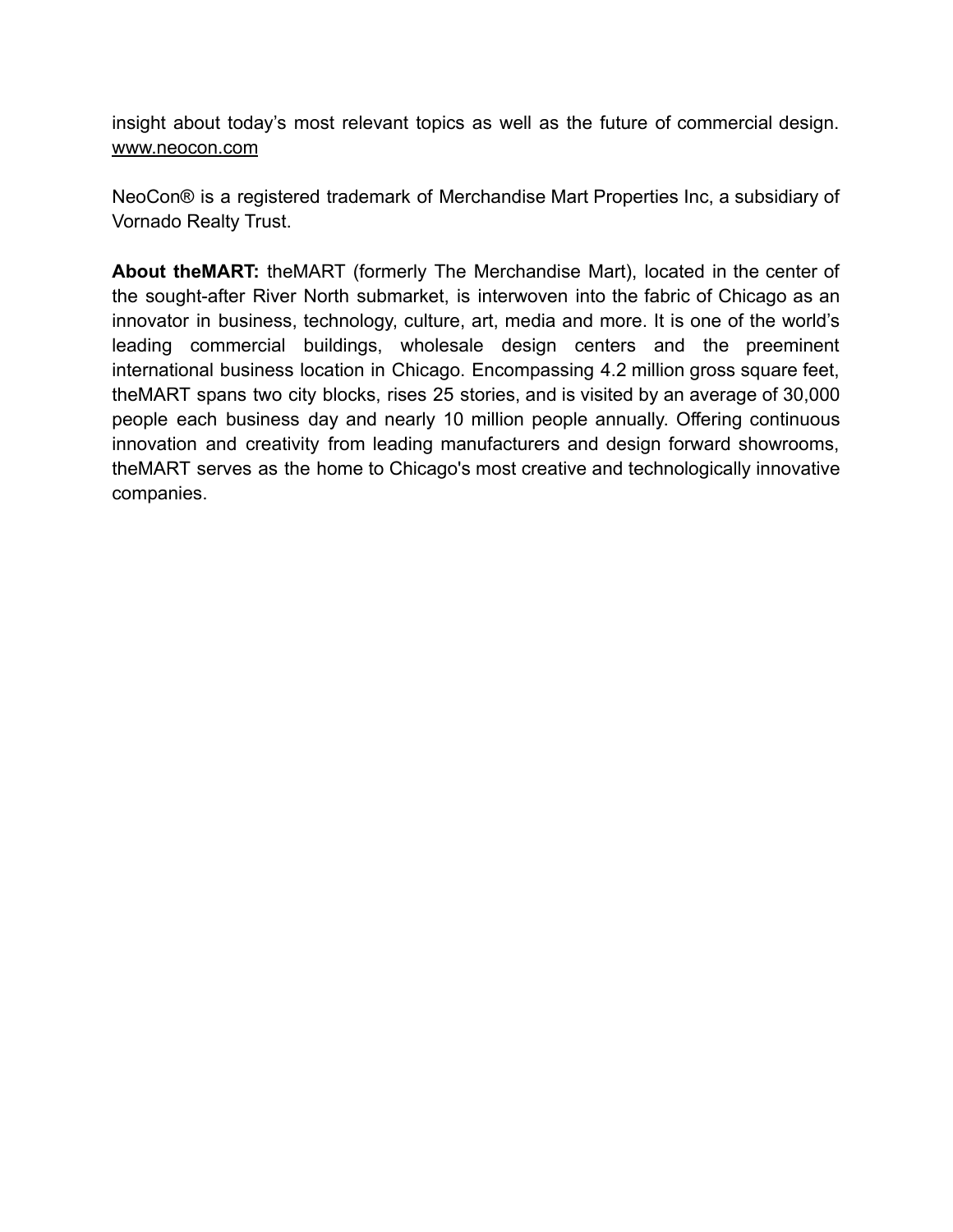insight about today's most relevant topics as well as the future of commercial design. www.neocon.com

NeoCon® is a registered trademark of Merchandise Mart Properties Inc, a subsidiary of Vornado Realty Trust.

**About theMART:** theMART (formerly The Merchandise Mart), located in the center of the sought-after River North submarket, is interwoven into the fabric of Chicago as an innovator in business, technology, culture, art, media and more. It is one of the world's leading commercial buildings, wholesale design centers and the preeminent international business location in Chicago. Encompassing 4.2 million gross square feet, theMART spans two city blocks, rises 25 stories, and is visited by an average of 30,000 people each business day and nearly 10 million people annually. Offering continuous innovation and creativity from leading manufacturers and design forward showrooms, theMART serves as the home to Chicago's most creative and technologically innovative companies.